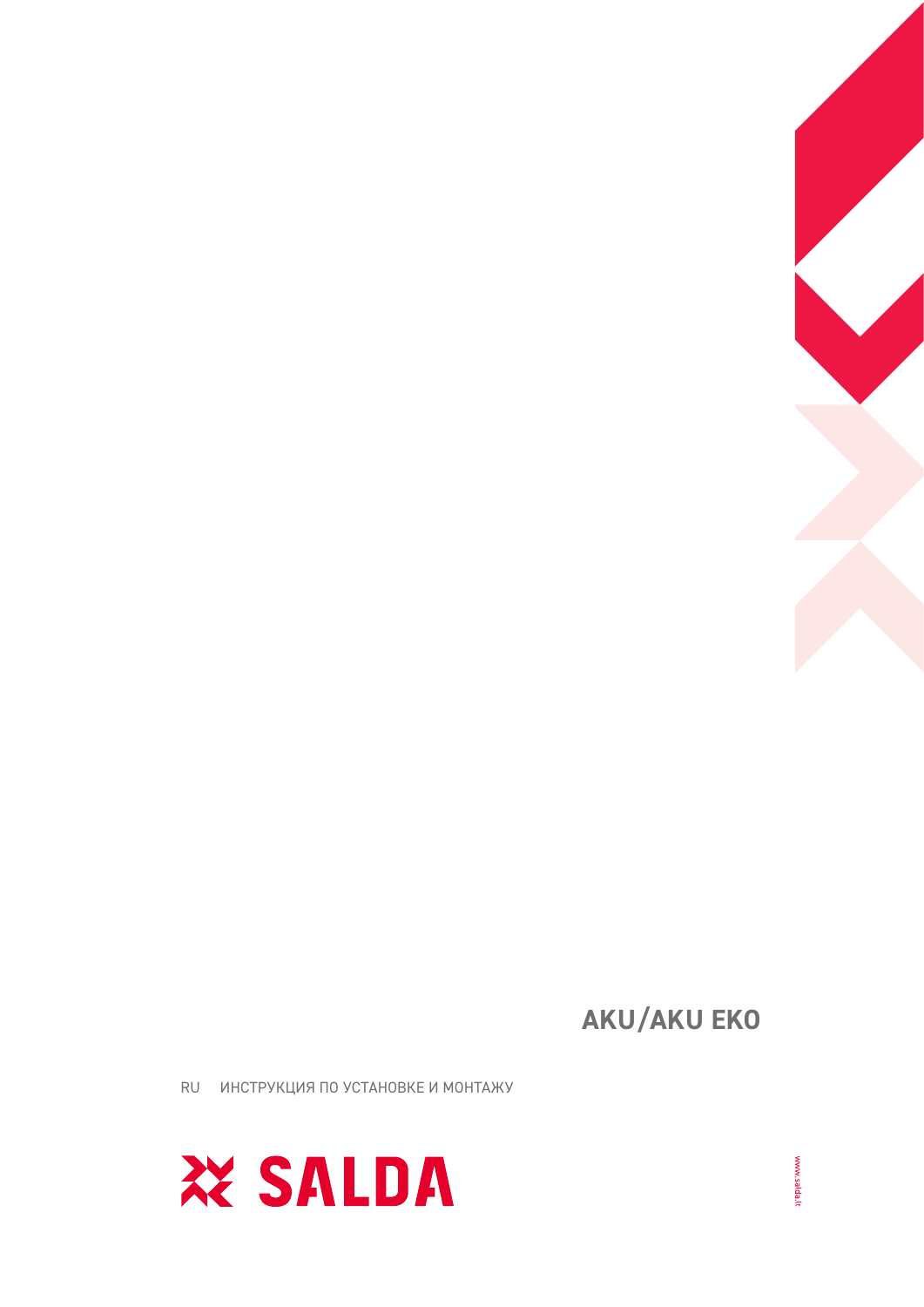# AKU/AKU EKO

RU ИНСТРУКЦИЯ ПО УСТАНОВКЕ И МОНТАЖУ

SALDA

www.salda.lt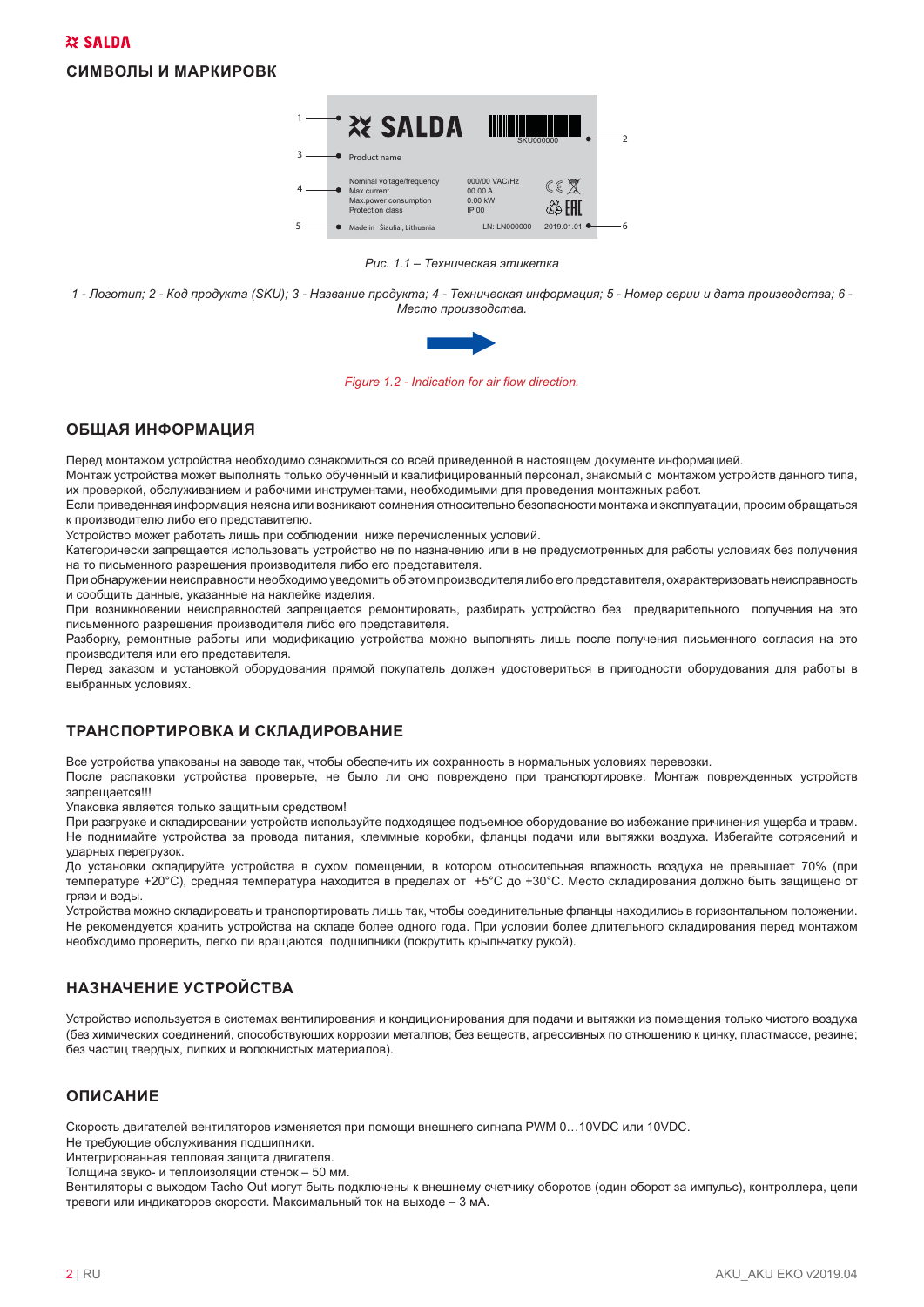## СИМВОЛЫ И МАРКИРОВК

Рис. 1.1 – Техническая этикетка

*1 - Логотип; 2 - Код продукта (SKU); 3 - Название продукта; 4 - Техническая информация; 5 - Номер серии и дата производства; 6 - Место производства.*

*Figure 1.2 - Indication for air flow direction.*

## ОБЩАЯ ИНФОРМАЦИЯ

Перед монтажом устройства необходимо ознакомиться со всей приведенной в настоящем документе информацией.

Монтаж устройства может выполнять только обученный и квалифицированный персонал, знакомый с монтажом устройств данного типа, их проверкой, обслуживанием и рабочими инструментами, необходимыми для проведения монтажных работ.

Если приведенная информация неясна или возникают сомнения относительно безопасности монтажа и эксплуатации, просим обращаться к производителю либо его представителю.

Устройство может работать лишь при соблюдении ниже перечисленных условий.

Категорически запрещается использовать устройство не по назначению или в не предусмотренных для работы условиях без получения на то письменного разрешения производителя либо его представителя.

При обнаружении неисправности необходимо уведомить об этом производителя либо его представителя, охарактеризовать неисправность и сообщить данные, указанные на наклейке изделия.

При возникновении неисправностей запрещается ремонтировать, разбирать устройство без предварительного получения на это письменного разрешения производителя либо его представителя.

Разборку, ремонтные работы или модификацию устройства можно выполнять лишь после получения письменного согласия на это производителя или его представителя.

Перед заказом и установкой оборудования прямой покупатель должен удостовериться в пригодности оборудования для работы в выбранных условиях.

## ТРАНСПОРТИРОВКА И СКЛАДИРОВАНИЕ

Все устройства упакованы на заводе так, чтобы обеспечить их сохранность в нормальных условиях перевозки.

После распаковки устройства проверьте, не было ли оно повреждено при транспортировке. Монтаж поврежденных устройств запрещается!!!

Упаковка является только защитным средством!

При разгрузке и складировании устройств используйте подходящее подъемное оборудование во избежание причинения ущерба и травм. Не поднимайте устройства за провода питания, клеммные коробки, фланцы подачи или вытяжки воздуха. Избегайте сотрясений и ударных перегрузок.

До установки складируйте устройства в сухом помещении, в котором относительная влажность воздуха не превышает 70% (при температуре +20°C), средняя температура находится в пределах от +5°C до +30°C. Место складирования должно быть защищено от грязи и воды.

Устройства можно складировать и транспортировать лишь так, чтобы соединительные фланцы находились в горизонтальном положении.

Не рекомендуется хранить устройства на складе более одного года. При условии более длительного складирования перед монтажом необходимо проверить, легко ли вращаются подшипники (покрутить крыльчатку рукой).

## НАЗНАЧЕНИЕ УСТРОЙСТВА

Устройство используется в системах вентилирования и кондиционирования для подачи и вытяжки из помещения только чистого воздуха (без химических соединений, способствующих коррозии металлов; без веществ, агрессивных по отношению к цинку, пластмассе, резине; без частиц твердых, липких и волокнистых материалов).

## ОПИСАНИЕ

Скорость двигателей вентиляторов изменяется при помощи внешнего сигнала PWM 0…10VDC или 10VDC.

Не требующие обслуживания подшипники.

Интегрированная тепловая защита двигателя.

Толщина звуко- и теплоизоляции стенок – 50 мм.

Вентиляторы с выходом Tacho Out могут быть подключены к внешнему счетчику оборотов (один оборот за импульс), контроллера, цепи тревоги или индикаторов скорости. Максимальный ток на выходе – 3 мА.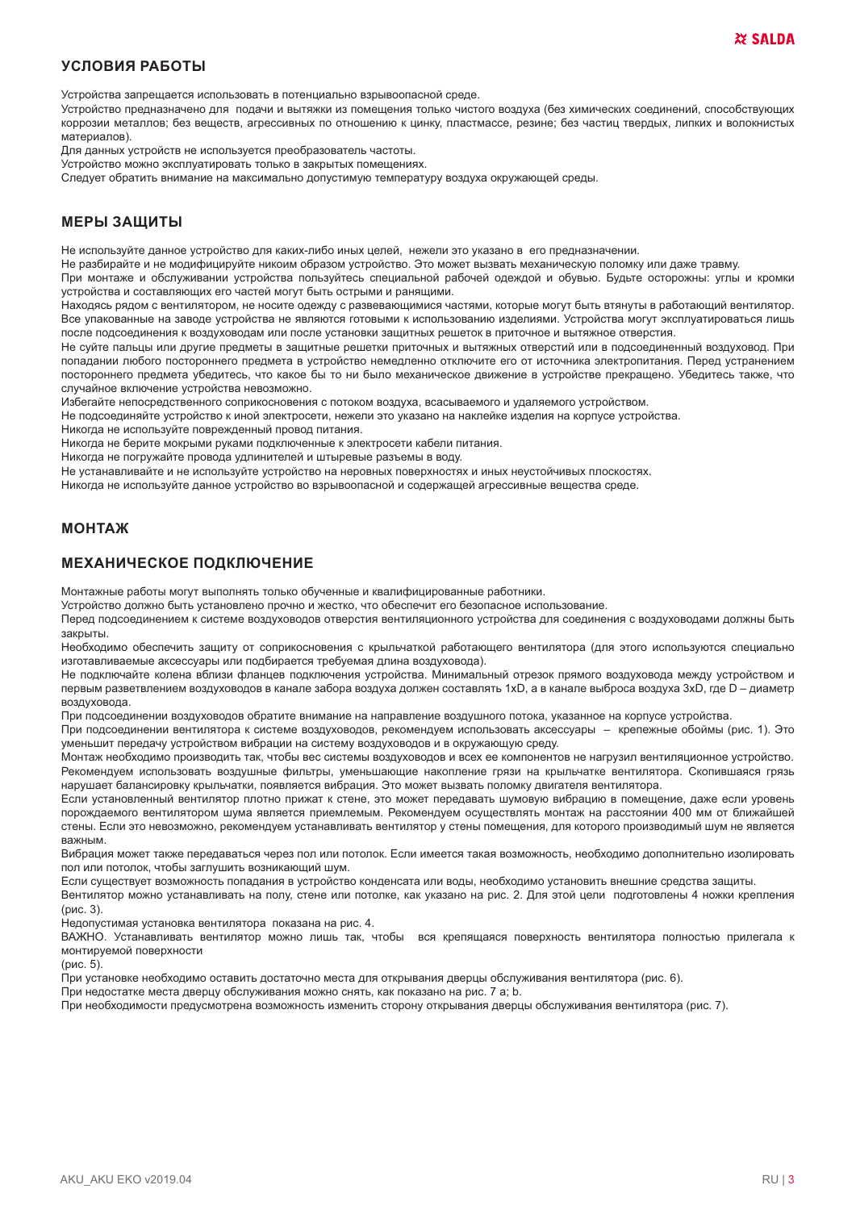## УСЛОВИЯ РАБОТЫ

Устройства запрещается использовать в потенциально взрывоопасной среде.

Устройство предназначено для подачи и вытяжки из помещения только чистого воздуха (без химических соединений, способствующих коррозии металлов; без веществ, агрессивных по отношению к цинку, пластмассе, резине; без частиц твердых, липких и волокнистых материалов).

Для данных устройств не используется преобразователь частоты.

Устройство можно эксплуатировать только в закрытых помещениях.

Следует обратить внимание на максимально допустимую температуру воздуха окружающей среды.

## МЕРЫ ЗАЩИТЫ

Не используйте данное устройство для каких-либо иных целей, нежели это указано в его предназначении.

Не разбирайте и не модифицируйте никоим образом устройство. Это может вызвать механическую поломку или даже травму.

При монтаже и обслуживании устройства пользуйтесь специальной рабочей одеждой и обувью. Будьте осторожны: углы и кромки устройства и составляющих его частей могут быть острыми и ранящими.

Находясь рядом с вентилятором, не носите одежду с развевающимися частями, которые могут быть втянуты в работающий вентилятор.

Все упакованные на заводе устройства не являются готовыми к использованию изделиями. Устройства могут эксплуатироваться лишь после подсоединения к воздуховодам или после установки защитных решеток в приточное и вытяжное отверстия.

Не суйте пальцы или другие предметы в защитные решетки приточных и вытяжных отверстий или в подсоединенный воздуховод. При попадании любого постороннего предмета в устройство немедленно отключите его от источника электропитания. Перед устранением постороннего предмета убедитесь, что какое бы то ни было механическое движение в устройстве прекращено. Убедитесь также, что случайное включение устройства невозможно.

Избегайте непосредственного соприкосновения с потоком воздуха, всасываемого и удаляемого устройством.

Не подсоединяйте устройство к иной электросети, нежели это указано на наклейке изделия на корпусе устройства.

Никогда не используйте поврежденный провод питания.

Никогда не берите мокрыми руками подключенные к электросети кабели питания.

Никогда не погружайте провода удлинителей и штыревые разъемы в воду.

Не устанавливайте и не используйте устройство на неровных поверхностях и иных неустойчивых плоскостях.

Никогда не используйте данное устройство во взрывоопасной и содержащей агрессивные вещества среде.

## МОНТАЖ

## МЕХАНИЧЕСКОЕ ПОДКЛЮЧЕНИЕ

Монтажные работы могут выполнять только обученные и квалифицированные работники.

Устройство должно быть установлено прочно и жестко, что обеспечит его безопасное использование.

Перед подсоединением к системе воздуховодов отверстия вентиляционного устройства для соединения с воздуховодами должны быть закрыты.

Необходимо обеспечить защиту от соприкосновения с крыльчаткой работающего вентилятора (для этого используются специально изготавливаемые аксессуары или подбирается требуемая длина воздуховода).

Не подключайте колена вблизи фланцев подключения устройства. Минимальный отрезок прямого воздуховода между устройством и первым разветвлением воздуховодов в канале забора воздуха должен составлять 1xD, а в канале выброса воздуха 3xD, где D – диаметр воздуховода.

При подсоединении воздуховодов обратите внимание на направление воздушного потока, указанное на корпусе устройства.

При подсоединении вентилятора к системе воздуховодов, рекомендуем использовать аксессуары – крепежные обоймы (рис. 1). Это уменьшит передачу устройством вибрации на систему воздуховодов и в окружающую среду.

Монтаж необходимо производить так, чтобы вес системы воздуховодов и всех ее компонентов не нагрузил вентиляционное устройство.

Рекомендуем использовать воздушные фильтры, уменьшающие накопление грязи на крыльчатке вентилятора. Скопившаяся грязь нарушает балансировку крыльчатки, появляется вибрация. Это может вызвать поломку двигателя вентилятора.

Если установленный вентилятор плотно прижат к стене, это может передавать шумовую вибрацию в помещение, даже если уровень порождаемого вентилятором шума является приемлемым. Рекомендуем осуществлять монтаж на расстоянии 400 мм от ближайшей стены. Если это невозможно, рекомендуем устанавливать вентилятор у стены помещения, для которого производимый шум не является важным.

Вибрация может также передаваться через пол или потолок. Если имеется такая возможность, необходимо дополнительно изолировать пол или потолок, чтобы заглушить возникающий шум.

Если существует возможность попадания в устройство конденсата или воды, необходимо установить внешние средства защиты.

Вентилятор можно устанавливать на полу, стене или потолке, как указано на рис. 2. Для этой цели подготовлены 4 ножки крепления (рис. 3).

Недопустимая установка вентилятора показана на рис. 4.

ВАЖНО. Устанавливать вентилятор можно лишь так, чтобы вся крепящаяся поверхность вентилятора полностью прилегала к монтируемой поверхности (рис. 5).

При установке необходимо оставить достаточно места для открывания дверцы обслуживания вентилятора (рис. 6).

При недостатке места дверцу обслуживания можно снять, как показано на рис. 7 a; b.

При необходимости предусмотрена возможность изменить сторону открывания дверцы обслуживания вентилятора (рис. 7).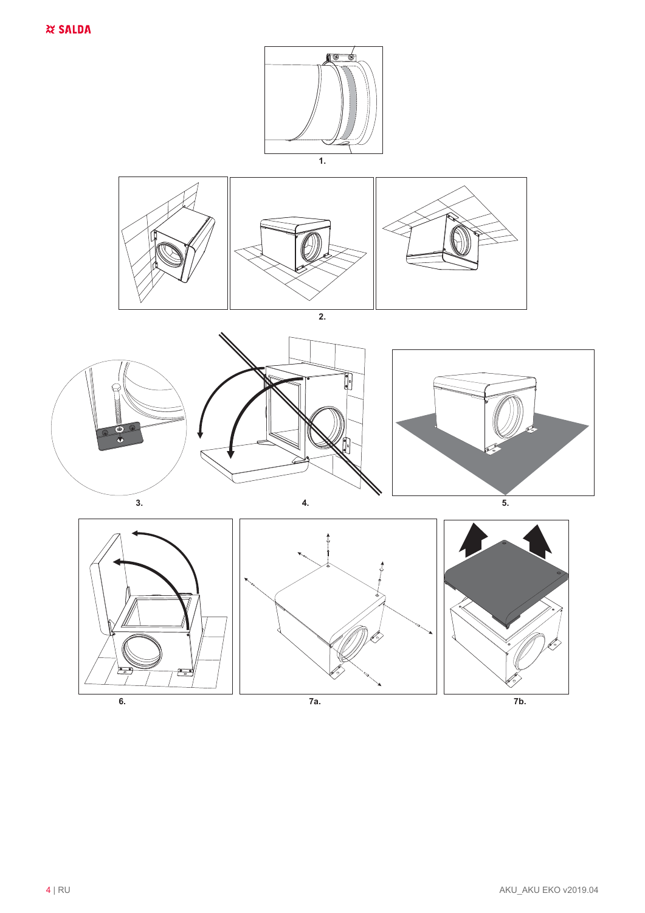1.

2.

3.

4.

5.

6.

7a.

7b.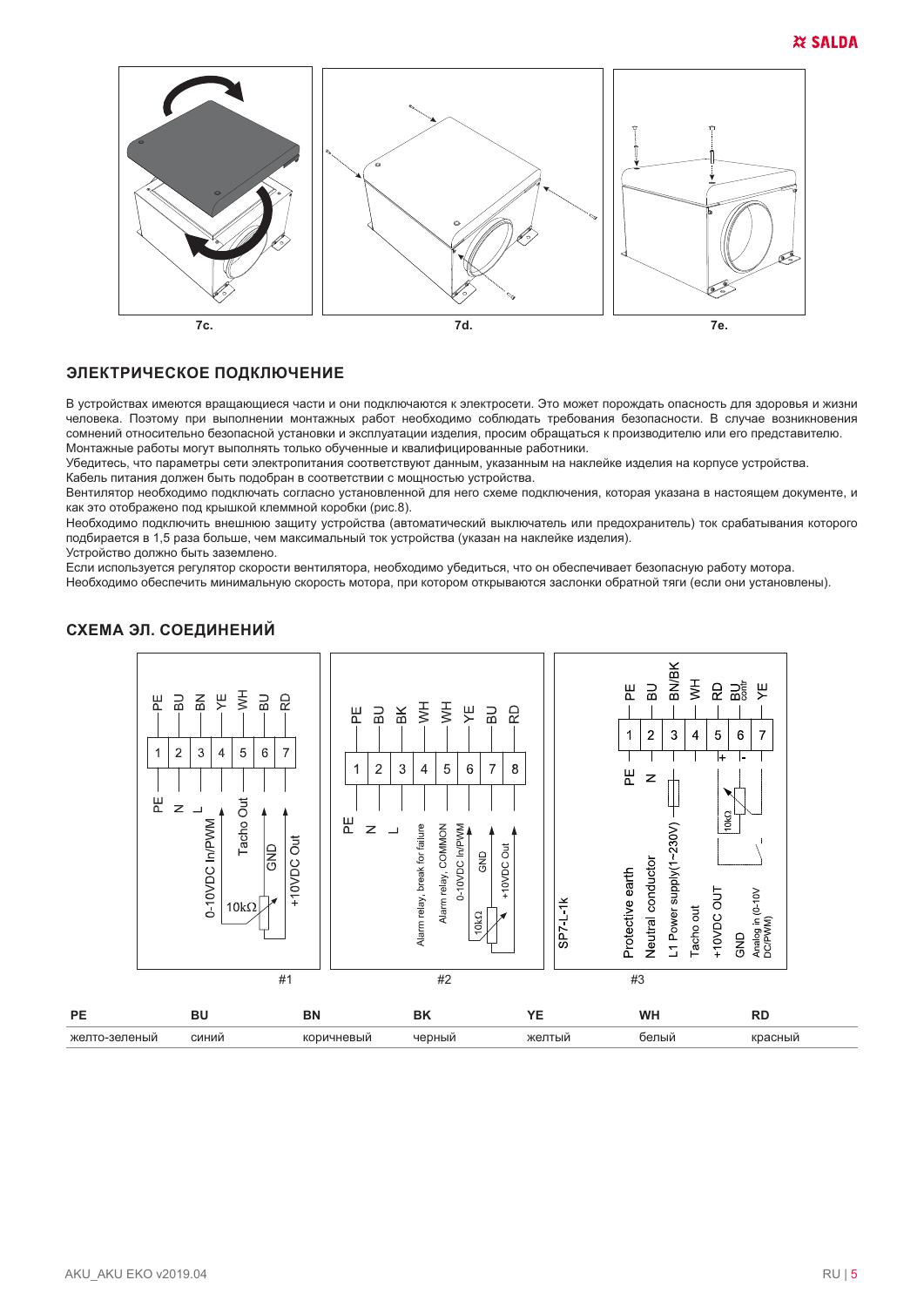7c. 7d. 7e.

## ЭЛЕКТРИЧЕСКОЕ ПОДКЛЮЧЕНИЕ

В устройствах имеются вращающиеся части и они подключаются к электросети. Это может порождать опасность для здоровья и жизни человека. Поэтому при выполнении монтажных работ необходимо соблюдать требования безопасности. В случае возникновения сомнений относительно безопасной установки и эксплуатации изделия, просим обращаться к производителю или его представителю. Монтажные работы могут выполнять только обученные и квалифицированные работники.

Убедитесь, что параметры сети электропитания соответствуют данным, указанным на наклейке изделия на корпусе устройства.

Кабель питания должен быть подобран в соответствии с мощностью устройства.

Вентилятор необходимо подключать согласно установленной для него схеме подключения, которая указана в настоящем документе, и как это отображено под крышкой клеммной коробки (рис.8).

Необходимо подключить внешнюю защиту устройства (автоматический выключатель или предохранитель) ток срабатывания которого подбирается в 1,5 раза больше, чем максимальный ток устройства (указан на наклейке изделия).

Устройство должно быть заземлено.

Если используется регулятор скорости вентилятора, необходимо убедиться, что он обеспечивает безопасную работу мотора.

Необходимо обеспечить минимальную скорость мотора, при котором открываются заслонки обратной тяги (если они установлены).

## СХЕМА ЭЛ. СОЕДИНЕНИЙ

#1

| 1 | 2 | 3 | 4 | 5 | 6 | 7 |
|---|---|---|---|---|---|---|
| PE | BU | BN | YE | WH | BU | RD |
| PE | N | L | 0-10VDC In/PWM | Tacho Out | GND | +10VDC Out |

10kΩ

#2

| 1 | 2 | 3 | 4 | 5 | 6 | 7 | 8 |
|---|---|---|---|---|---|---|---|
| PE | BU | BK | WH | WH | YE | BU | RD |
| PE | N | L | Alarm relay, break for failure | Alarm relay, COMMON | 0-10VDC In/PWM | GND | +10VDC Out |

10kΩ

#3

SP7-L-1k

| 1 | 2 | 3 | 4 | 5 | 6 | 7 |
|---|---|---|---|---|---|---|
| PE | BU | BN/BK | WH | RD | BU contr | YE |
| Protective earth | Neutral conductor | L1 Power supply(1~230V) | Tacho out | +10VDC OUT | GND | Analog in (0-10V DC/PWM) |

10kΩ

| PE | BU | BN | BK | YE | WH | RD |
|---|---|---|---|---|---|---|
| желто-зеленый | синий | коричневый | черный | желтый | белый | красный |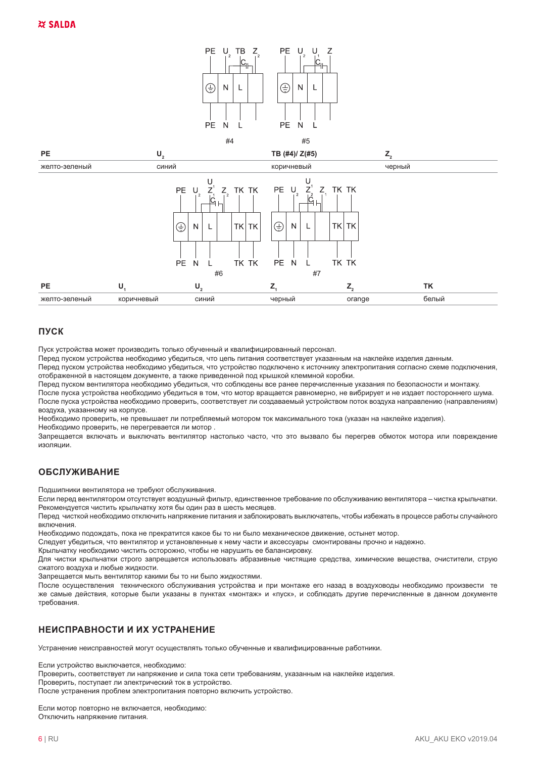#4

#5

| PE | $U_2$ | TB (#4)/ Z(#5) | $Z_2$ |
|---|---|---|---|
| желто-зеленый | синий | коричневый | черный |

#6

#7

| PE | $U_1$ | $U_2$ | $Z_1$ | $Z_2$ | TK |
|---|---|---|---|---|---|
| желто-зеленый | коричневый | синий | черный | orange | белый |

## ПУСК

Пуск устройства может производить только обученный и квалифицированный персонал.

Перед пуском устройства необходимо убедиться, что цепь питания соответствует указанным на наклейке изделия данным.

Перед пуском устройства необходимо убедиться, что устройство подключено к источнику электропитания согласно схеме подключения, отображенной в настоящем документе, а также приведенной под крышкой клеммной коробки.

Перед пуском вентилятора необходимо убедиться, что соблюдены все ранее перечисленные указания по безопасности и монтажу.

После пуска устройства необходимо убедиться в том, что мотор вращается равномерно, не вибрирует и не издает постороннего шума.

После пуска устройства необходимо проверить, соответствует ли создаваемый устройством поток воздуха направлению (направлениям) воздуха, указанному на корпусе.

Необходимо проверить, не превышает ли потребляемый мотором ток максимального тока (указан на наклейке изделия).

Необходимо проверить, не перегревается ли мотор .

Запрещается включать и выключать вентилятор настолько часто, что это вызвало бы перегрев обмоток мотора или повреждение изоляции.

## ОБСЛУЖИВАНИЕ

Подшипники вентилятора не требуют обслуживания.

Если перед вентилятором отсутствует воздушный фильтр, единственное требование по обслуживанию вентилятора – чистка крыльчатки. Рекомендуется чистить крыльчатку хотя бы один раз в шесть месяцев.

Перед чисткой необходимо отключить напряжение питания и заблокировать выключатель, чтобы избежать в процессе работы случайного включения.

Необходимо подождать, пока не прекратится какое бы то ни было механическое движение, остынет мотор.

Следует убедиться, что вентилятор и установленные к нему части и аксессуары смонтированы прочно и надежно.

Крыльчатку необходимо чистить осторожно, чтобы не нарушить ее балансировку.

Для чистки крыльчатки строго запрещается использовать абразивные чистящие средства, химические вещества, очистители, струю сжатого воздуха и любые жидкости.

Запрещается мыть вентилятор какими бы то ни было жидкостями.

После осуществления технического обслуживания устройства и при монтаже его назад в воздуховоды необходимо произвести те же самые действия, которые были указаны в пунктах «монтаж» и «пуск», и соблюдать другие перечисленные в данном документе требования.

## НЕИСПРАВНОСТИ И ИХ УСТРАНЕНИЕ

Устранение неисправностей могут осуществлять только обученные и квалифицированные работники.

Если устройство выключается, необходимо:
Проверить, соответствует ли напряжение и сила тока сети требованиям, указанным на наклейке изделия.
Проверить, поступает ли электрический ток в устройство.
После устранения проблем электропитания повторно включить устройство.

Если мотор повторно не включается, необходимо:
Отключить напряжение питания.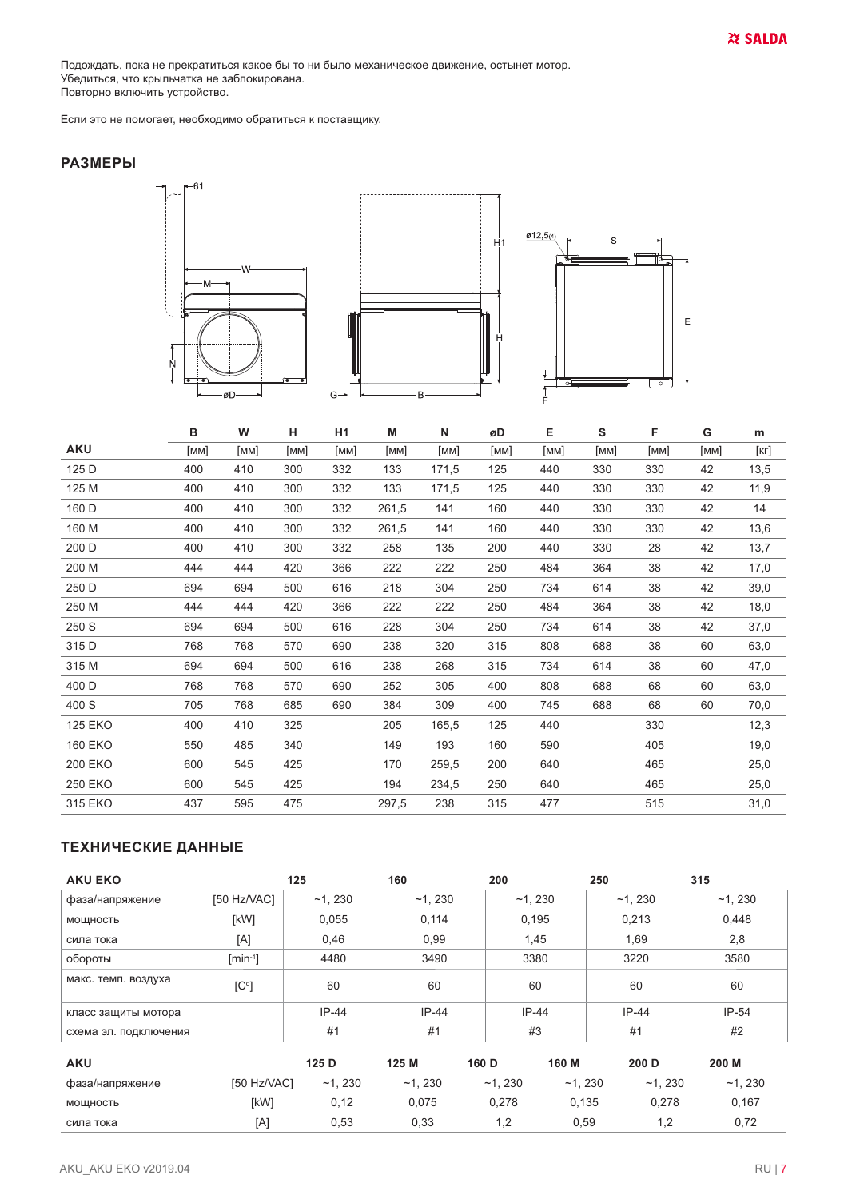Подождать, пока не прекратиться какое бы то ни было механическое движение, остынет мотор.
Убедиться, что крыльчатка не заблокирована.
Повторно включить устройство.

Если это не помогает, необходимо обратиться к поставщику.

## РАЗМЕРЫ

| AKU | B [мм] | W [мм] | H [мм] | H1 [мм] | M [мм] | N [мм] | øD [мм] | E [мм] | S [мм] | F [мм] | G [мм] | m [кг] |
|---|---|---|---|---|---|---|---|---|---|---|---|---|
| 125 D | 400 | 410 | 300 | 332 | 133 | 171,5 | 125 | 440 | 330 | 330 | 42 | 13,5 |
| 125 M | 400 | 410 | 300 | 332 | 133 | 171,5 | 125 | 440 | 330 | 330 | 42 | 11,9 |
| 160 D | 400 | 410 | 300 | 332 | 261,5 | 141 | 160 | 440 | 330 | 330 | 42 | 14 |
| 160 M | 400 | 410 | 300 | 332 | 261,5 | 141 | 160 | 440 | 330 | 330 | 42 | 13,6 |
| 200 D | 400 | 410 | 300 | 332 | 258 | 135 | 200 | 440 | 330 | 28 | 42 | 13,7 |
| 200 M | 444 | 444 | 420 | 366 | 222 | 222 | 250 | 484 | 364 | 38 | 42 | 17,0 |
| 250 D | 694 | 694 | 500 | 616 | 218 | 304 | 250 | 734 | 614 | 38 | 42 | 39,0 |
| 250 M | 444 | 444 | 420 | 366 | 222 | 222 | 250 | 484 | 364 | 38 | 42 | 18,0 |
| 250 S | 694 | 694 | 500 | 616 | 228 | 304 | 250 | 734 | 614 | 38 | 42 | 37,0 |
| 315 D | 768 | 768 | 570 | 690 | 238 | 320 | 315 | 808 | 688 | 38 | 60 | 63,0 |
| 315 M | 694 | 694 | 500 | 616 | 238 | 268 | 315 | 734 | 614 | 38 | 60 | 47,0 |
| 400 D | 768 | 768 | 570 | 690 | 252 | 305 | 400 | 808 | 688 | 68 | 60 | 63,0 |
| 400 S | 705 | 768 | 685 | 690 | 384 | 309 | 400 | 745 | 688 | 68 | 60 | 70,0 |
| 125 EKO | 400 | 410 | 325 | | 205 | 165,5 | 125 | 440 | | 330 | | 12,3 |
| 160 EKO | 550 | 485 | 340 | | 149 | 193 | 160 | 590 | | 405 | | 19,0 |
| 200 EKO | 600 | 545 | 425 | | 170 | 259,5 | 200 | 640 | | 465 | | 25,0 |
| 250 EKO | 600 | 545 | 425 | | 194 | 234,5 | 250 | 640 | | 465 | | 25,0 |
| 315 EKO | 437 | 595 | 475 | | 297,5 | 238 | 315 | 477 | | 515 | | 31,0 |

## ТЕХНИЧЕСКИЕ ДАННЫЕ

| AKU EKO | | 125 | 160 | 200 | 250 | 315 |
|---|---|---|---|---|---|---|
| фаза/напряжение | [50 Hz/VAC] | ~1, 230 | ~1, 230 | ~1, 230 | ~1, 230 | ~1, 230 |
| мощность | [kW] | 0,055 | 0,114 | 0,195 | 0,213 | 0,448 |
| сила тока | [A] | 0,46 | 0,99 | 1,45 | 1,69 | 2,8 |
| обороты | [min⁻¹] | 4480 | 3490 | 3380 | 3220 | 3580 |
| макс. темп. воздуха | [C°] | 60 | 60 | 60 | 60 | 60 |
| класс защиты мотора | | IP-44 | IP-44 | IP-44 | IP-44 | IP-54 |
| схема эл. подключения | | #1 | #1 | #3 | #1 | #2 |

| AKU | | 125 D | 125 M | 160 D | 160 M | 200 D | 200 M |
|---|---|---|---|---|---|---|---|
| фаза/напряжение | [50 Hz/VAC] | ~1, 230 | ~1, 230 | ~1, 230 | ~1, 230 | ~1, 230 | ~1, 230 |
| мощность | [kW] | 0,12 | 0,075 | 0,278 | 0,135 | 0,278 | 0,167 |
| сила тока | [A] | 0,53 | 0,33 | 1,2 | 0,59 | 1,2 | 0,72 |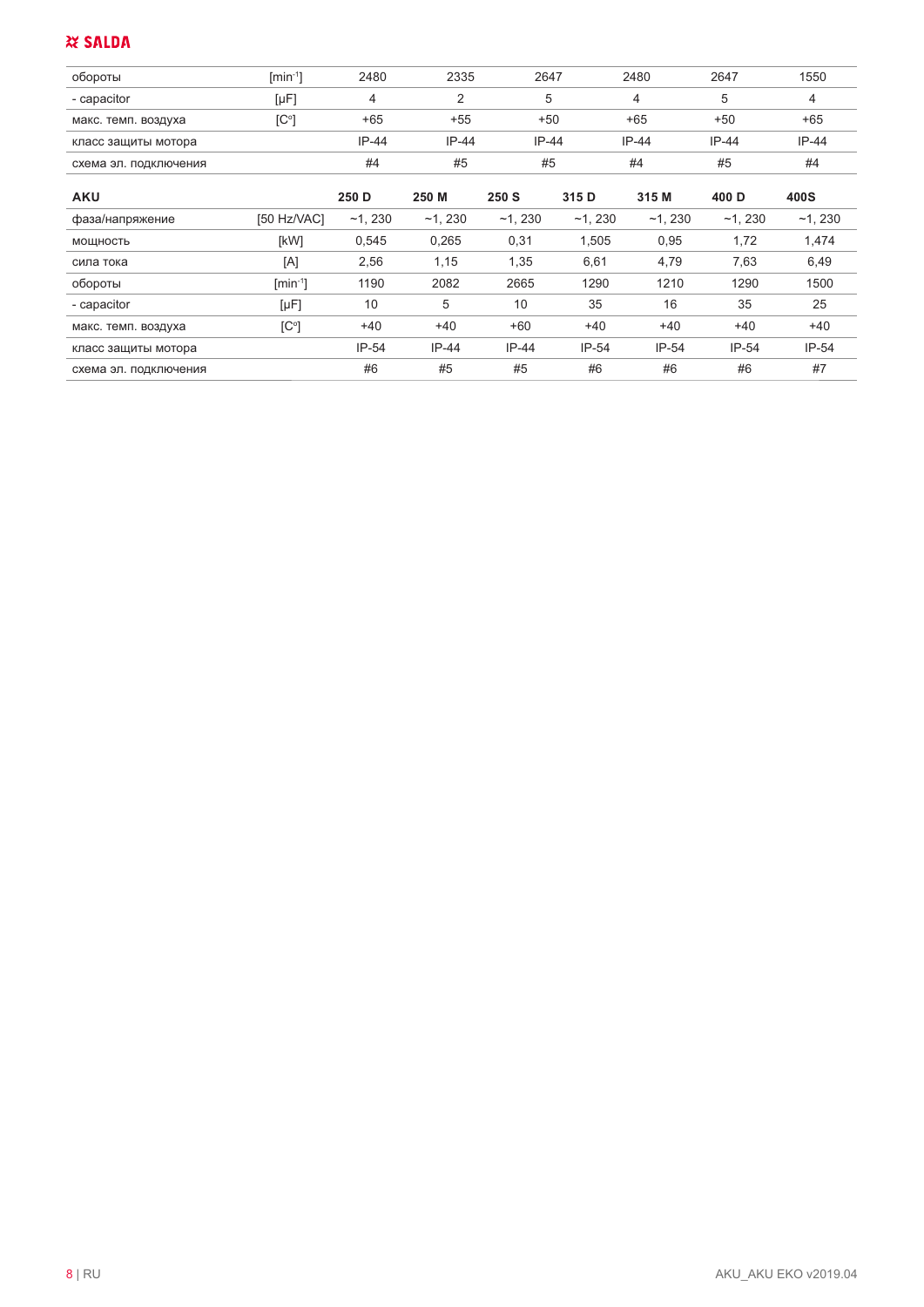| обороты | [min-1] | 2480 | 2335 | 2647 | 2480 | 2647 | 1550 |
|---|---|---|---|---|---|---|---|
| - capacitor | [μF] | 4 | 2 | 5 | 4 | 5 | 4 |
| макс. темп. воздуха | [C°] | +65 | +55 | +50 | +65 | +50 | +65 |
| класс защиты мотора | | IP-44 | IP-44 | IP-44 | IP-44 | IP-44 | IP-44 |
| схема эл. подключения | | #4 | #5 | #5 | #4 | #5 | #4 |

| **AKU** | | **250 D** | **250 M** | **250 S** | **315 D** | **315 M** | **400 D** | **400S** |
|---|---|---|---|---|---|---|---|---|
| фаза/напряжение | [50 Hz/VAC] | ~1, 230 | ~1, 230 | ~1, 230 | ~1, 230 | ~1, 230 | ~1, 230 | ~1, 230 |
| мощность | [kW] | 0,545 | 0,265 | 0,31 | 1,505 | 0,95 | 1,72 | 1,474 |
| сила тока | [A] | 2,56 | 1,15 | 1,35 | 6,61 | 4,79 | 7,63 | 6,49 |
| обороты | [min-1] | 1190 | 2082 | 2665 | 1290 | 1210 | 1290 | 1500 |
| - capacitor | [μF] | 10 | 5 | 10 | 35 | 16 | 35 | 25 |
| макс. темп. воздуха | [C°] | +40 | +40 | +60 | +40 | +40 | +40 | +40 |
| класс защиты мотора | | IP-54 | IP-44 | IP-44 | IP-54 | IP-54 | IP-54 | IP-54 |
| схема эл. подключения | | #6 | #5 | #5 | #6 | #6 | #6 | #7 |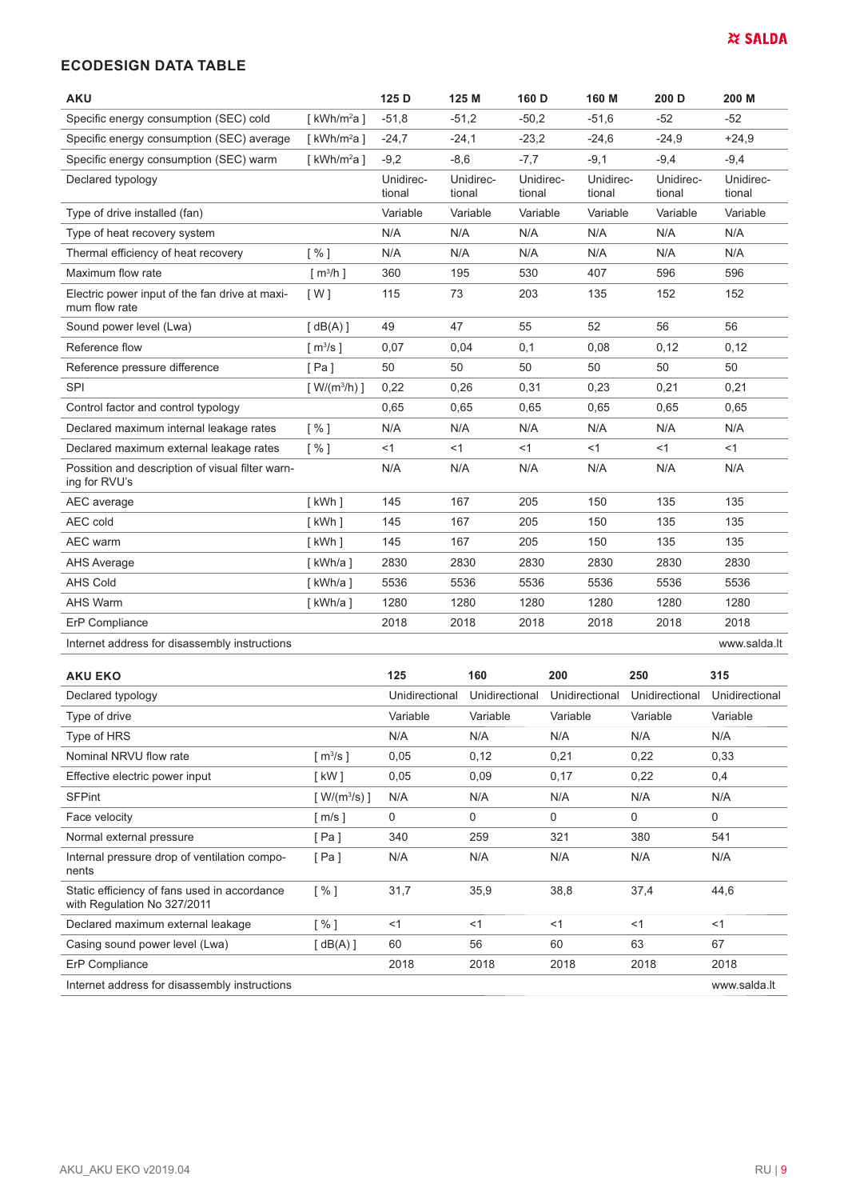## ECODESIGN DATA TABLE

| AKU | | 125 D | 125 M | 160 D | 160 M | 200 D | 200 M |
|---|---|---|---|---|---|---|---|
| Specific energy consumption (SEC) cold | [ kWh/m²a ] | -51,8 | -51,2 | -50,2 | -51,6 | -52 | -52 |
| Specific energy consumption (SEC) average | [ kWh/m²a ] | -24,7 | -24,1 | -23,2 | -24,6 | -24,9 | +24,9 |
| Specific energy consumption (SEC) warm | [ kWh/m²a ] | -9,2 | -8,6 | -7,7 | -9,1 | -9,4 | -9,4 |
| Declared typology | | Unidirectional | Unidirectional | Unidirectional | Unidirectional | Unidirectional | Unidirectional |
| Type of drive installed (fan) | | Variable | Variable | Variable | Variable | Variable | Variable |
| Type of heat recovery system | | N/A | N/A | N/A | N/A | N/A | N/A |
| Thermal efficiency of heat recovery | [ % ] | N/A | N/A | N/A | N/A | N/A | N/A |
| Maximum flow rate | [ m³/h ] | 360 | 195 | 530 | 407 | 596 | 596 |
| Electric power input of the fan drive at maximum flow rate | [ W ] | 115 | 73 | 203 | 135 | 152 | 152 |
| Sound power level (Lwa) | [ dB(A) ] | 49 | 47 | 55 | 52 | 56 | 56 |
| Reference flow | [ m³/s ] | 0,07 | 0,04 | 0,1 | 0,08 | 0,12 | 0,12 |
| Reference pressure difference | [ Pa ] | 50 | 50 | 50 | 50 | 50 | 50 |
| SPI | [ W/(m³/h) ] | 0,22 | 0,26 | 0,31 | 0,23 | 0,21 | 0,21 |
| Control factor and control typology | | 0,65 | 0,65 | 0,65 | 0,65 | 0,65 | 0,65 |
| Declared maximum internal leakage rates | [ % ] | N/A | N/A | N/A | N/A | N/A | N/A |
| Declared maximum external leakage rates | [ % ] | <1 | <1 | <1 | <1 | <1 | <1 |
| Possition and description of visual filter warning for RVU's | | N/A | N/A | N/A | N/A | N/A | N/A |
| AEC average | [ kWh ] | 145 | 167 | 205 | 150 | 135 | 135 |
| AEC cold | [ kWh ] | 145 | 167 | 205 | 150 | 135 | 135 |
| AEC warm | [ kWh ] | 145 | 167 | 205 | 150 | 135 | 135 |
| AHS Average | [ kWh/a ] | 2830 | 2830 | 2830 | 2830 | 2830 | 2830 |
| AHS Cold | [ kWh/a ] | 5536 | 5536 | 5536 | 5536 | 5536 | 5536 |
| AHS Warm | [ kWh/a ] | 1280 | 1280 | 1280 | 1280 | 1280 | 1280 |
| ErP Compliance | | 2018 | 2018 | 2018 | 2018 | 2018 | 2018 |
| Internet address for disassembly instructions | | | | | | | www.salda.lt |

| AKU EKO | | 125 | 160 | 200 | 250 | 315 |
|---|---|---|---|---|---|---|
| Declared typology | | Unidirectional | Unidirectional | Unidirectional | Unidirectional | Unidirectional |
| Type of drive | | Variable | Variable | Variable | Variable | Variable |
| Type of HRS | | N/A | N/A | N/A | N/A | N/A |
| Nominal NRVU flow rate | [ m³/s ] | 0,05 | 0,12 | 0,21 | 0,22 | 0,33 |
| Effective electric power input | [ kW ] | 0,05 | 0,09 | 0,17 | 0,22 | 0,4 |
| SFPint | [ W/(m³/s) ] | N/A | N/A | N/A | N/A | N/A |
| Face velocity | [ m/s ] | 0 | 0 | 0 | 0 | 0 |
| Normal external pressure | [ Pa ] | 340 | 259 | 321 | 380 | 541 |
| Internal pressure drop of ventilation components | [ Pa ] | N/A | N/A | N/A | N/A | N/A |
| Static efficiency of fans used in accordance with Regulation No 327/2011 | [ % ] | 31,7 | 35,9 | 38,8 | 37,4 | 44,6 |
| Declared maximum external leakage | [ % ] | <1 | <1 | <1 | <1 | <1 |
| Casing sound power level (Lwa) | [ dB(A) ] | 60 | 56 | 60 | 63 | 67 |
| ErP Compliance | | 2018 | 2018 | 2018 | 2018 | 2018 |
| Internet address for disassembly instructions | | | | | | www.salda.lt |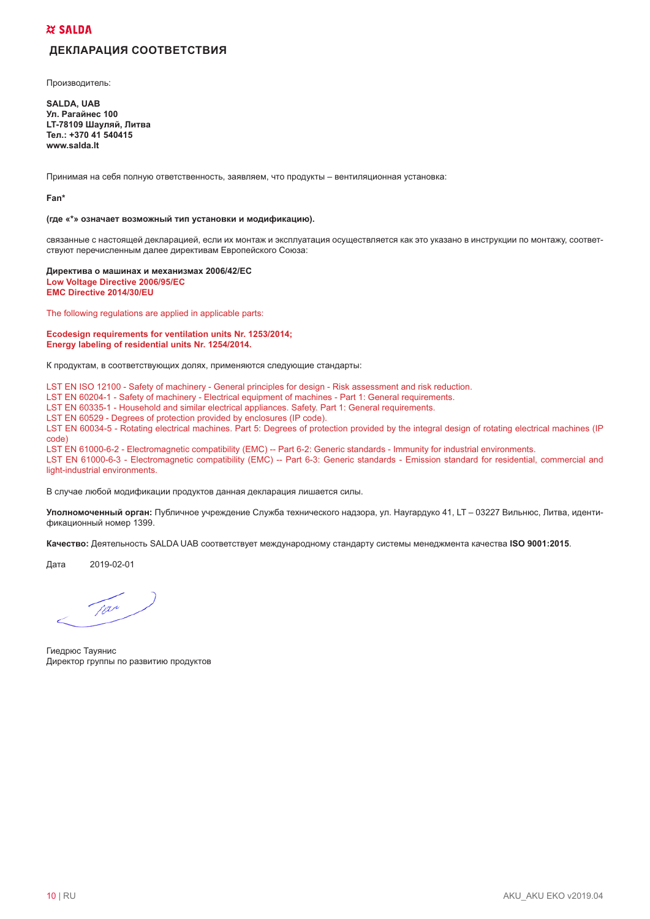SALDA

## ДЕКЛАРАЦИЯ СООТВЕТСТВИЯ

Производитель:

**SALDA, UAB**
**Ул. Рагайнес 100**
**LT-78109 Шауляй, Литва**
**Тел.: +370 41 540415**
**www.salda.lt**

Принимая на себя полную ответственность, заявляем, что продукты – вентиляционная установка:

**Fan***

**(где «*» означает возможный тип установки и модификацию).**

связанные с настоящей декларацией, если их монтаж и эксплуатация осуществляется как это указано в инструкции по монтажу, соответствуют перечисленным далее директивам Европейского Союза:

**Директива о машинах и механизмах 2006/42/EC**
**Low Voltage Directive 2006/95/EC**
**EMC Directive 2014/30/EU**

The following regulations are applied in applicable parts:

**Ecodesign requirements for ventilation units Nr. 1253/2014;**
**Energy labeling of residential units Nr. 1254/2014.**

К продуктам, в соответствующих долях, применяются следующие стандарты:

LST EN ISO 12100 - Safety of machinery - General principles for design - Risk assessment and risk reduction.
LST EN 60204-1 - Safety of machinery - Electrical equipment of machines - Part 1: General requirements.
LST EN 60335-1 - Household and similar electrical appliances. Safety. Part 1: General requirements.
LST EN 60529 - Degrees of protection provided by enclosures (IP code).
LST EN 60034-5 - Rotating electrical machines. Part 5: Degrees of protection provided by the integral design of rotating electrical machines (IP code)
LST EN 61000-6-2 - Electromagnetic compatibility (EMC) -- Part 6-2: Generic standards - Immunity for industrial environments.
LST EN 61000-6-3 - Electromagnetic compatibility (EMC) -- Part 6-3: Generic standards - Emission standard for residential, commercial and light-industrial environments.

В случае любой модификации продуктов данная декларация лишается силы.

**Уполномоченный орган:** Публичное учреждение Служба технического надзора, ул. Наугардуко 41, LT – 03227 Вильнюс, Литва, идентификационный номер 1399.

**Качество:** Деятельность SALDA UAB соответствует международному стандарту системы менеджмента качества **ISO 9001:2015**.

Дата 2019-02-01

Гиедрюс Таунис
Директор группы по развитию продуктов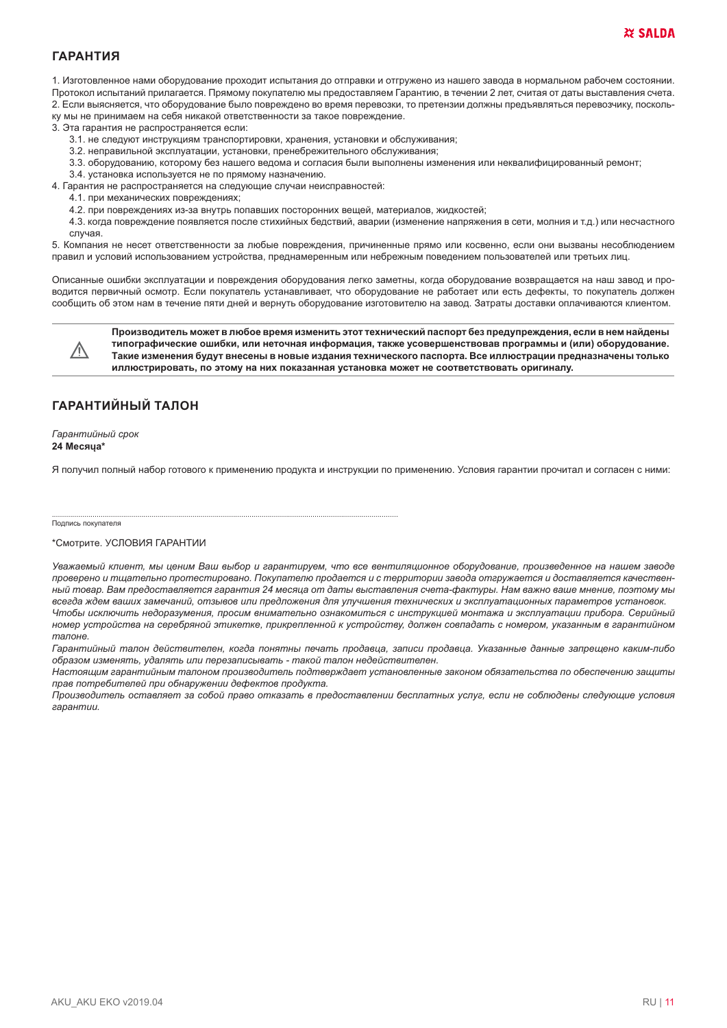## ГАРАНТИЯ

1. Изготовленное нами оборудование проходит испытания до отправки и отгружено из нашего завода в нормальном рабочем состоянии. Протокол испытаний прилагается. Прямому покупателю мы предоставляем Гарантию, в течении 2 лет, считая от даты выставления счета.
2. Если выясняется, что оборудование было повреждено во время перевозки, то претензии должны предъявляться перевозчику, поскольку мы не принимаем на себя никакой ответственности за такое повреждение.
3. Эта гарантия не распространяется если:
   - 3.1. не следуют инструкциям транспортировки, хранения, установки и обслуживания;
   - 3.2. неправильной эксплуатации, установки, пренебрежительного обслуживания;
   - 3.3. оборудованию, которому без нашего ведома и согласия были выполнены изменения или неквалифицированный ремонт;
   - 3.4. установка используется не по прямому назначению.
4. Гарантия не распространяется на следующие случаи неисправностей:
   - 4.1. при механических повреждениях;
   - 4.2. при повреждениях из-за внутрь попавших посторонних вещей, материалов, жидкостей;
   - 4.3. когда повреждение появляется после стихийных бедствий, аварии (изменение напряжения в сети, молния и т.д.) или несчастного случая.
5. Компания не несет ответственности за любые повреждения, причиненные прямо или косвенно, если они вызваны несоблюдением правил и условий использованием устройства, преднамеренным или небрежным поведением пользователей или третьих лиц.

Описанные ошибки эксплуатации и повреждения оборудования легко заметны, когда оборудование возвращается на наш завод и проводится первичный осмотр. Если покупатель устанавливает, что оборудование не работает или есть дефекты, то покупатель должен сообщить об этом нам в течение пяти дней и вернуть оборудование изготовителю на завод. Затраты доставки оплачиваются клиентом.

⚠ **Производитель может в любое время изменить этот технический паспорт без предупреждения, если в нем найдены типографические ошибки, или неточная информация, также усовершенствовав программы и (или) оборудование. Такие изменения будут внесены в новые издания технического паспорта. Все иллюстрации предназначены только иллюстрировать, по этому на них показанная установка может не соответствовать оригиналу.**

## ГАРАНТИЙНЫЙ ТАЛОН

*Гарантийный срок*
**24 Месяца***

Я получил полный набор готового к применению продукта и инструкции по применению. Условия гарантии прочитал и согласен с ними:

.............................................................................................................................................................
Подпись покупателя

*Смотрите. УСЛОВИЯ ГАРАНТИИ

*Уважаемый клиент, мы ценим Ваш выбор и гарантируем, что все вентиляционное оборудование, произведенное на нашем заводе проверено и тщательно протестировано. Покупателю продается и с территории завода отгружается и доставляется качественный товар. Вам предоставляется гарантия 24 месяца от даты выставления счета-фактуры. Нам важно ваше мнение, поэтому мы всегда ждем ваших замечаний, отзывов или предложения для улучшения технических и эксплуатационных параметров установок.*

*Чтобы исключить недоразумения, просим внимательно ознакомиться с инструкцией монтажа и эксплуатации прибора. Серийный номер устройства на серебряной этикетке, прикрепленной к устройству, должен совпадать с номером, указанным в гарантийном талоне.*

*Гарантийный талон действителен, когда понятны печать продавца, записи продавца. Указанные данные запрещено каким-либо образом изменять, удалять или перезаписывать - такой талон недействителен.*

*Настоящим гарантийным талоном производитель подтверждает установленные законом обязательства по обеспечению защиты прав потребителей при обнаружении дефектов продукта.*

*Производитель оставляет за собой право отказать в предоставлении бесплатных услуг, если не соблюдены следующие условия гарантии.*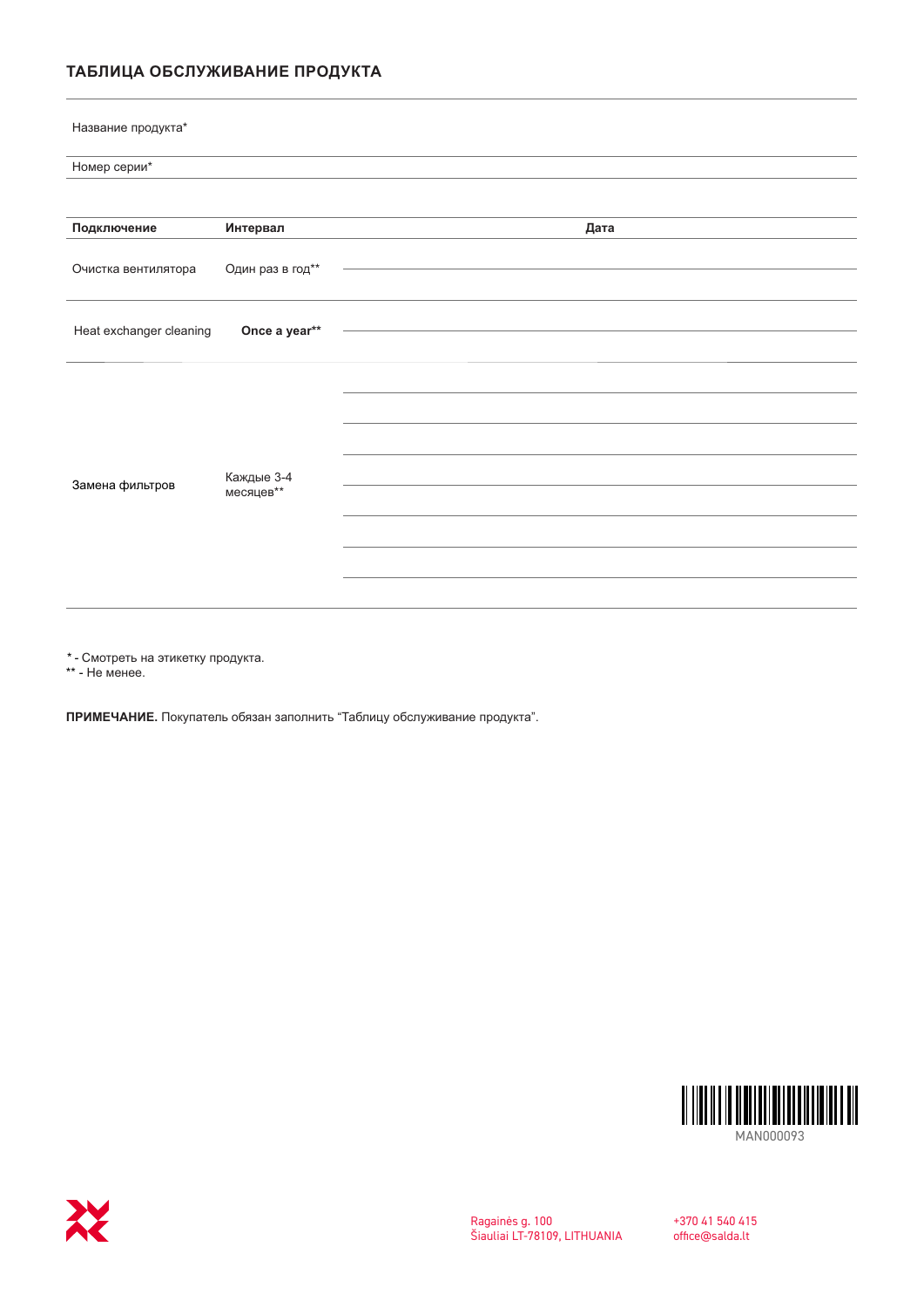## ТАБЛИЦА ОБСЛУЖИВАНИЕ ПРОДУКТА

| | |
|---|---|
| Название продукта* | |
| Номер серии* | |

| **Подключение** | **Интервал** | **Дата** |
|---|---|---|
| Очистка вентилятора | Один раз в год** | |
| | | |
| Heat exchanger cleaning | **Once a year**** | |
| | | |
| Замена фильтров | Каждые 3-4 месяцев** | |
| | | |
| | | |
| | | |
| | | |
| | | |
| | | |
| | | |

* - Смотреть на этикетку продукта.
** - Не менее.

**ПРИМЕЧАНИЕ.** Покупатель обязан заполнить “Таблицу обслуживание продукта”.

MAN000093

Ragainės g. 100
Šiauliai LT-78109, LITHUANIA

+370 41 540 415
office@salda.lt